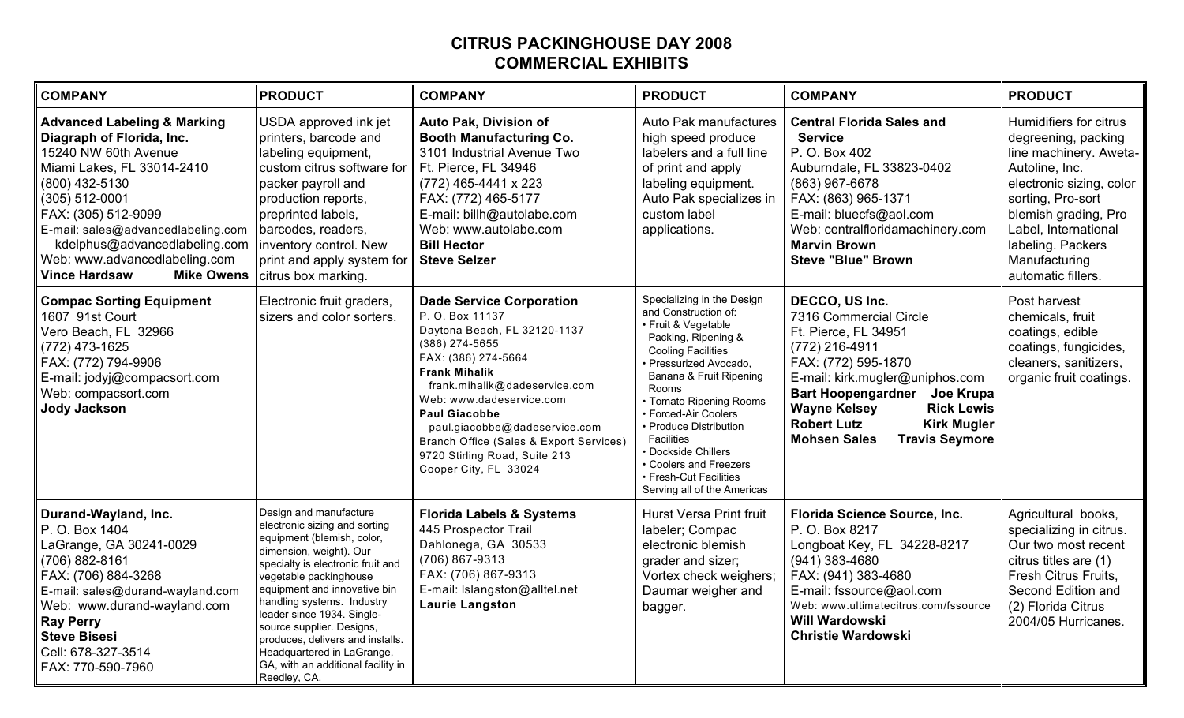# CITRUS PACKINGHOUSE DAY 2008
## COMMERCIAL EXHIBITS

| COMPANY | PRODUCT | COMPANY | PRODUCT | COMPANY | PRODUCT |
|---|---|---|---|---|---|
| **Advanced Labeling & Marking Diagraph of Florida, Inc.**<br>15240 NW 60th Avenue<br>Miami Lakes, FL 33014-2410<br>(800) 432-5130<br>(305) 512-0001<br>FAX: (305) 512-9099<br>E-mail: sales@advancedlabeling.com<br>kdelphus@advancedlabeling.com<br>Web: www.advancedlabeling.com<br>**Vince Hardsaw** **Mike Owens** | USDA approved ink jet printers, barcode and labeling equipment, custom citrus software for packer payroll and production reports, preprinted labels, barcodes, readers, inventory control. New print and apply system for citrus box marking. | **Auto Pak, Division of Booth Manufacturing Co.**<br>3101 Industrial Avenue Two<br>Ft. Pierce, FL 34946<br>(772) 465-4441 x 223<br>FAX: (772) 465-5177<br>E-mail: billh@autolabe.com<br>Web: www.autolabe.com<br>**Bill Hector**<br>**Steve Selzer** | Auto Pak manufactures high speed produce labelers and a full line of print and apply labeling equipment. Auto Pak specializes in custom label applications. | **Central Florida Sales and Service**<br>P. O. Box 402<br>Auburndale, FL 33823-0402<br>(863) 967-6678<br>FAX: (863) 965-1371<br>E-mail: bluecfs@aol.com<br>Web: centralfloridamachinery.com<br>**Marvin Brown**<br>**Steve "Blue" Brown** | Humidifiers for citrus degreening, packing line machinery. Aweta-Autoline, Inc. electronic sizing, color sorting, Pro-sort blemish grading, Pro Label, International labeling. Packers Manufacturing automatic fillers. |
| **Compac Sorting Equipment**<br>1607 91st Court<br>Vero Beach, FL 32966<br>(772) 473-1625<br>FAX: (772) 794-9906<br>E-mail: jodyj@compacsort.com<br>Web: compacsort.com<br>**Jody Jackson** | Electronic fruit graders, sizers and color sorters. | **Dade Service Corporation**<br>P. O. Box 11137<br>Daytona Beach, FL 32120-1137<br>(386) 274-5655<br>FAX: (386) 274-5664<br>**Frank Mihalik**<br>frank.mihalik@dadeservice.com<br>Web: www.dadeservice.com<br>**Paul Giacobbe**<br>paul.giacobbe@dadeservice.com<br>Branch Office (Sales & Export Services)<br>9720 Stirling Road, Suite 213<br>Cooper City, FL 33024 | Specializing in the Design and Construction of:<br>• Fruit & Vegetable Packing, Ripening & Cooling Facilities<br>• Pressurized Avocado, Banana & Fruit Ripening Rooms<br>• Tomato Ripening Rooms<br>• Forced-Air Coolers<br>• Produce Distribution Facilities<br>• Dockside Chillers<br>• Coolers and Freezers<br>• Fresh-Cut Facilities<br>Serving all of the Americas | **DECCO, US Inc.**<br>7316 Commercial Circle<br>Ft. Pierce, FL 34951<br>(772) 216-4911<br>FAX: (772) 595-1870<br>E-mail: kirk.mugler@uniphos.com<br>**Bart Hoopengardner** **Joe Krupa**<br>**Wayne Kelsey** **Rick Lewis**<br>**Robert Lutz** **Kirk Mugler**<br>**Mohsen Sales** **Travis Seymore** | Post harvest chemicals, fruit coatings, edible coatings, fungicides, cleaners, sanitizers, organic fruit coatings. |
| **Durand-Wayland, Inc.**<br>P. O. Box 1404<br>LaGrange, GA 30241-0029<br>(706) 882-8161<br>FAX: (706) 884-3268<br>E-mail: sales@durand-wayland.com<br>Web: www.durand-wayland.com<br>**Ray Perry**<br>**Steve Bisesi**<br>Cell: 678-327-3514<br>FAX: 770-590-7960 | Design and manufacture electronic sizing and sorting equipment (blemish, color, dimension, weight). Our specialty is electronic fruit and vegetable packinghouse equipment and innovative bin handling systems. Industry leader since 1934. Single-source supplier. Designs, produces, delivers and installs. Headquartered in LaGrange, GA, with an additional facility in Reedley, CA. | **Florida Labels & Systems**<br>445 Prospector Trail<br>Dahlonega, GA 30533<br>(706) 867-9313<br>FAX: (706) 867-9313<br>E-mail: lslangston@alltel.net<br>**Laurie Langston** | Hurst Versa Print fruit labeler; Compac electronic blemish grader and sizer; Vortex check weighers; Daumar weigher and bagger. | **Florida Science Source, Inc.**<br>P. O. Box 8217<br>Longboat Key, FL 34228-8217<br>(941) 383-4680<br>FAX: (941) 383-4680<br>E-mail: fssource@aol.com<br>Web: www.ultimatecitrus.com/fssource<br>**Will Wardowski**<br>**Christie Wardowski** | Agricultural books, specializing in citrus. Our two most recent citrus titles are (1) Fresh Citrus Fruits, Second Edition and (2) Florida Citrus 2004/05 Hurricanes. |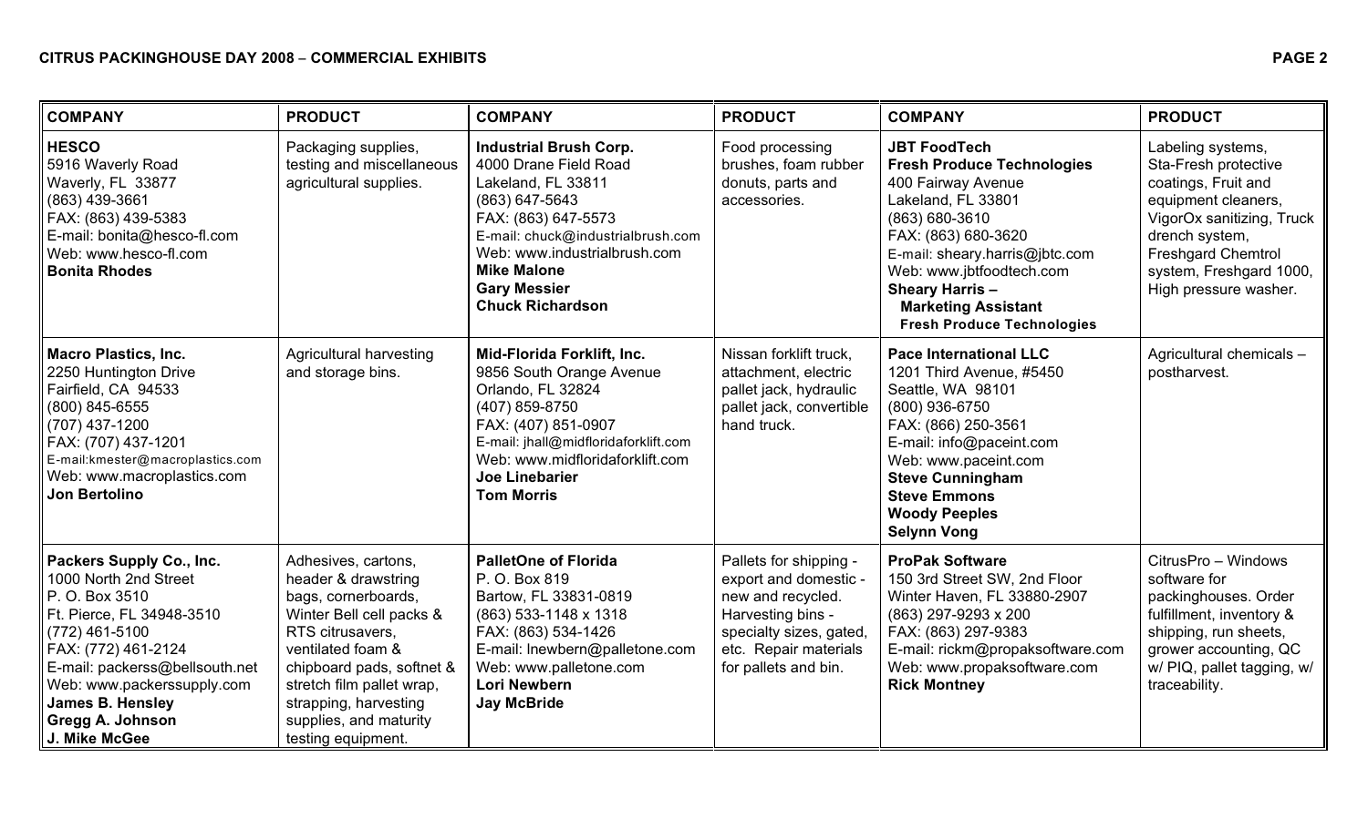| COMPANY | PRODUCT | COMPANY | PRODUCT | COMPANY | PRODUCT |
|---|---|---|---|---|---|
| **HESCO**<br>5916 Waverly Road<br>Waverly, FL 33877<br>(863) 439-3661<br>FAX: (863) 439-5383<br>E-mail: bonita@hesco-fl.com<br>Web: www.hesco-fl.com<br>**Bonita Rhodes** | Packaging supplies, testing and miscellaneous agricultural supplies. | **Industrial Brush Corp.**<br>4000 Drane Field Road<br>Lakeland, FL 33811<br>(863) 647-5643<br>FAX: (863) 647-5573<br>E-mail: chuck@industrialbrush.com<br>Web: www.industrialbrush.com<br>**Mike Malone**<br>**Gary Messier**<br>**Chuck Richardson** | Food processing brushes, foam rubber donuts, parts and accessories. | **JBT FoodTech**<br>**Fresh Produce Technologies**<br>400 Fairway Avenue<br>Lakeland, FL 33801<br>(863) 680-3610<br>FAX: (863) 680-3620<br>E-mail: sheary.harris@jbtc.com<br>Web: www.jbtfoodtech.com<br>**Sheary Harris – Marketing Assistant Fresh Produce Technologies** | Labeling systems, Sta-Fresh protective coatings, Fruit and equipment cleaners, VigorOx sanitizing, Truck drench system, Freshgard Chemtrol system, Freshgard 1000, High pressure washer. |
| **Macro Plastics, Inc.**<br>2250 Huntington Drive<br>Fairfield, CA 94533<br>(800) 845-6555<br>(707) 437-1200<br>FAX: (707) 437-1201<br>E-mail:kmester@macroplastics.com<br>Web: www.macroplastics.com<br>**Jon Bertolino** | Agricultural harvesting and storage bins. | **Mid-Florida Forklift, Inc.**<br>9856 South Orange Avenue<br>Orlando, FL 32824<br>(407) 859-8750<br>FAX: (407) 851-0907<br>E-mail: jhall@midfloridaforklift.com<br>Web: www.midfloridaforklift.com<br>**Joe Linebarier**<br>**Tom Morris** | Nissan forklift truck, attachment, electric pallet jack, hydraulic pallet jack, convertible hand truck. | **Pace International LLC**<br>1201 Third Avenue, #5450<br>Seattle, WA 98101<br>(800) 936-6750<br>FAX: (866) 250-3561<br>E-mail: info@paceint.com<br>Web: www.paceint.com<br>**Steve Cunningham**<br>**Steve Emmons**<br>**Woody Peeples**<br>**Selynn Vong** | Agricultural chemicals – postharvest. |
| **Packers Supply Co., Inc.**<br>1000 North 2nd Street<br>P. O. Box 3510<br>Ft. Pierce, FL 34948-3510<br>(772) 461-5100<br>FAX: (772) 461-2124<br>E-mail: packerss@bellsouth.net<br>Web: www.packerssupply.com<br>**James B. Hensley**<br>**Gregg A. Johnson**<br>**J. Mike McGee** | Adhesives, cartons, header & drawstring bags, cornerboards, Winter Bell cell packs & RTS citrusavers, ventilated foam & chipboard pads, softnet & stretch film pallet wrap, strapping, harvesting supplies, and maturity testing equipment. | **PalletOne of Florida**<br>P. O. Box 819<br>Bartow, FL 33831-0819<br>(863) 533-1148 x 1318<br>FAX: (863) 534-1426<br>E-mail: lnewbern@palletone.com<br>Web: www.palletone.com<br>**Lori Newbern**<br>**Jay McBride** | Pallets for shipping - export and domestic - new and recycled. Harvesting bins - specialty sizes, gated, etc. Repair materials for pallets and bin. | **ProPak Software**<br>150 3rd Street SW, 2nd Floor<br>Winter Haven, FL 33880-2907<br>(863) 297-9293 x 200<br>FAX: (863) 297-9383<br>E-mail: rickm@propaksoftware.com<br>Web: www.propaksoftware.com<br>**Rick Montney** | CitrusPro – Windows software for packinghouses. Order fulfillment, inventory & shipping, run sheets, grower accounting, QC w/ PIQ, pallet tagging, w/ traceability. |